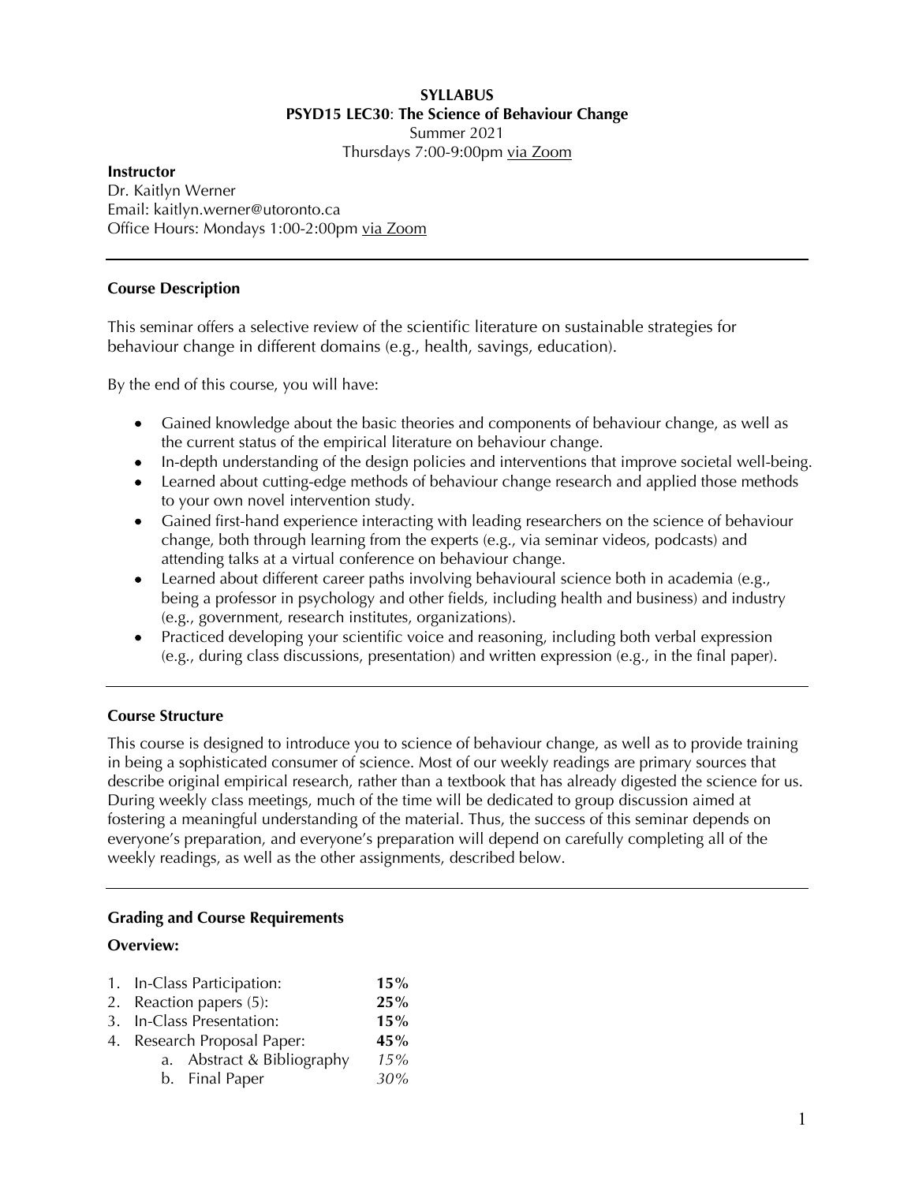**SYLLABUS**

**PSYD15 LEC30: The Science of Behaviour Change**

Summer 2021

Thursdays 7:00-9:00pm via Zoom

**Instructor**

Dr. Kaitlyn Werner

Email: kaitlyn.werner@utoronto.ca

Office Hours: Mondays 1:00-2:00pm via Zoom

---

## Course Description

This seminar offers a selective review of the scientific literature on sustainable strategies for behaviour change in different domains (e.g., health, savings, education).

By the end of this course, you will have:

- Gained knowledge about the basic theories and components of behaviour change, as well as the current status of the empirical literature on behaviour change.
- In-depth understanding of the design policies and interventions that improve societal well-being.
- Learned about cutting-edge methods of behaviour change research and applied those methods to your own novel intervention study.
- Gained first-hand experience interacting with leading researchers on the science of behaviour change, both through learning from the experts (e.g., via seminar videos, podcasts) and attending talks at a virtual conference on behaviour change.
- Learned about different career paths involving behavioural science both in academia (e.g., being a professor in psychology and other fields, including health and business) and industry (e.g., government, research institutes, organizations).
- Practiced developing your scientific voice and reasoning, including both verbal expression (e.g., during class discussions, presentation) and written expression (e.g., in the final paper).

---

## Course Structure

This course is designed to introduce you to science of behaviour change, as well as to provide training in being a sophisticated consumer of science. Most of our weekly readings are primary sources that describe original empirical research, rather than a textbook that has already digested the science for us. During weekly class meetings, much of the time will be dedicated to group discussion aimed at fostering a meaningful understanding of the material. Thus, the success of this seminar depends on everyone's preparation, and everyone's preparation will depend on carefully completing all of the weekly readings, as well as the other assignments, described below.

---

## Grading and Course Requirements

### Overview:

1. In-Class Participation: **15%**
2. Reaction papers (5): **25%**
3. In-Class Presentation: **15%**
4. Research Proposal Paper: **45%**
   a. Abstract & Bibliography *15%*
   b. Final Paper *30%*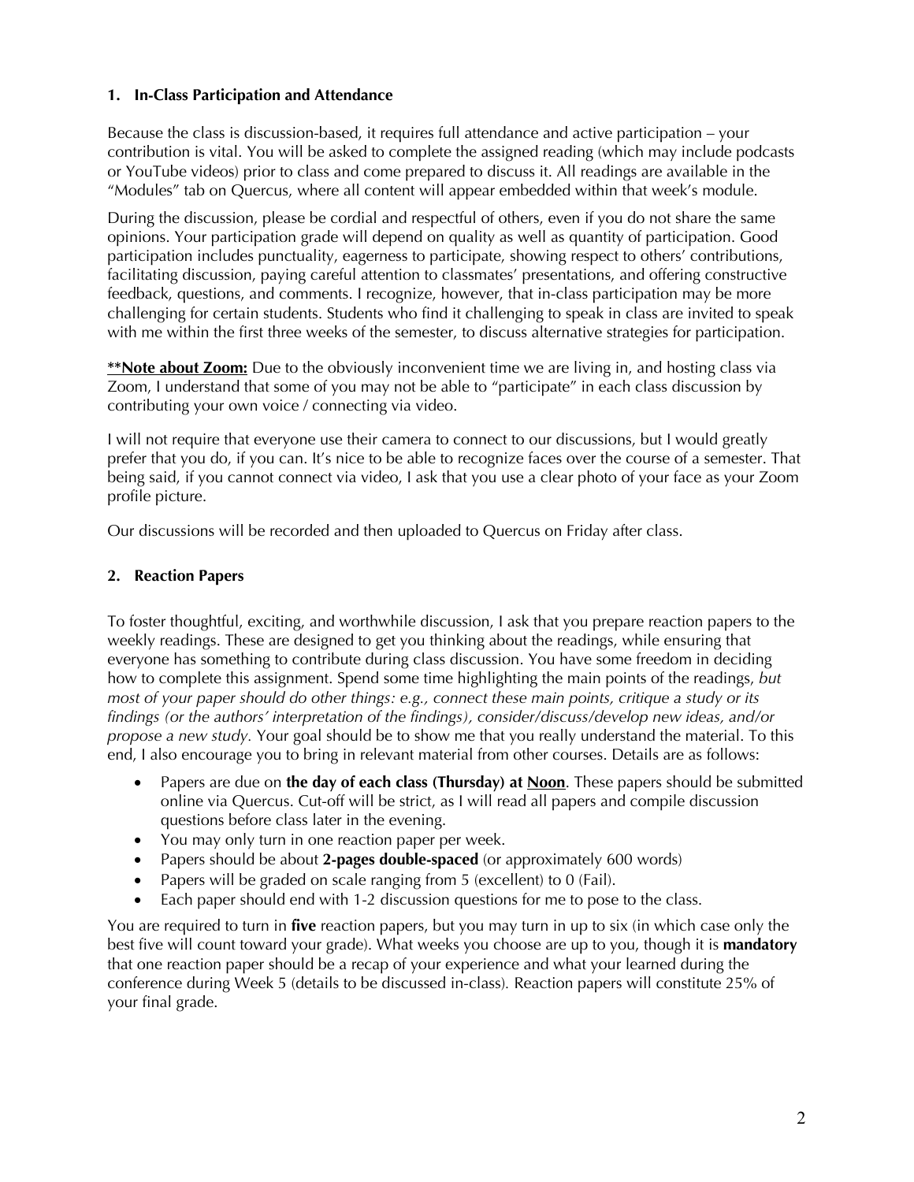### 1. In-Class Participation and Attendance

Because the class is discussion-based, it requires full attendance and active participation – your contribution is vital. You will be asked to complete the assigned reading (which may include podcasts or YouTube videos) prior to class and come prepared to discuss it. All readings are available in the "Modules" tab on Quercus, where all content will appear embedded within that week's module.

During the discussion, please be cordial and respectful of others, even if you do not share the same opinions. Your participation grade will depend on quality as well as quantity of participation. Good participation includes punctuality, eagerness to participate, showing respect to others' contributions, facilitating discussion, paying careful attention to classmates' presentations, and offering constructive feedback, questions, and comments. I recognize, however, that in-class participation may be more challenging for certain students. Students who find it challenging to speak in class are invited to speak with me within the first three weeks of the semester, to discuss alternative strategies for participation.

**<u>**Note about Zoom:</u>** Due to the obviously inconvenient time we are living in, and hosting class via Zoom, I understand that some of you may not be able to "participate" in each class discussion by contributing your own voice / connecting via video.

I will not require that everyone use their camera to connect to our discussions, but I would greatly prefer that you do, if you can. It's nice to be able to recognize faces over the course of a semester. That being said, if you cannot connect via video, I ask that you use a clear photo of your face as your Zoom profile picture.

Our discussions will be recorded and then uploaded to Quercus on Friday after class.

### 2. Reaction Papers

To foster thoughtful, exciting, and worthwhile discussion, I ask that you prepare reaction papers to the weekly readings. These are designed to get you thinking about the readings, while ensuring that everyone has something to contribute during class discussion. You have some freedom in deciding how to complete this assignment. Spend some time highlighting the main points of the readings, *but most of your paper should do other things: e.g., connect these main points, critique a study or its findings (or the authors' interpretation of the findings), consider/discuss/develop new ideas, and/or propose a new study.* Your goal should be to show me that you really understand the material. To this end, I also encourage you to bring in relevant material from other courses. Details are as follows:

- Papers are due on **the day of each class (Thursday) at <u>Noon</u>**. These papers should be submitted online via Quercus. Cut-off will be strict, as I will read all papers and compile discussion questions before class later in the evening.
- You may only turn in one reaction paper per week.
- Papers should be about **2-pages double-spaced** (or approximately 600 words)
- Papers will be graded on scale ranging from 5 (excellent) to 0 (Fail).
- Each paper should end with 1-2 discussion questions for me to pose to the class.

You are required to turn in **five** reaction papers, but you may turn in up to six (in which case only the best five will count toward your grade). What weeks you choose are up to you, though it is **mandatory** that one reaction paper should be a recap of your experience and what your learned during the conference during Week 5 (details to be discussed in-class). Reaction papers will constitute 25% of your final grade.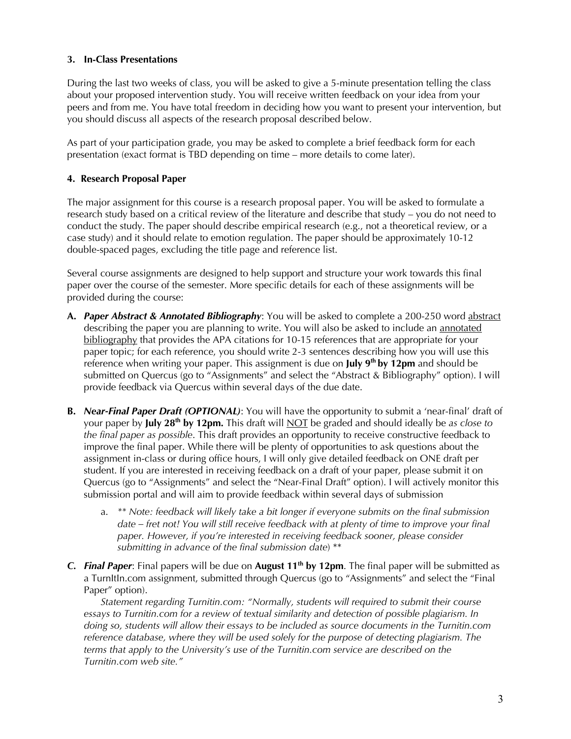### 3. In-Class Presentations

During the last two weeks of class, you will be asked to give a 5-minute presentation telling the class about your proposed intervention study. You will receive written feedback on your idea from your peers and from me. You have total freedom in deciding how you want to present your intervention, but you should discuss all aspects of the research proposal described below.

As part of your participation grade, you may be asked to complete a brief feedback form for each presentation (exact format is TBD depending on time – more details to come later).

### 4. Research Proposal Paper

The major assignment for this course is a research proposal paper. You will be asked to formulate a research study based on a critical review of the literature and describe that study – you do not need to conduct the study. The paper should describe empirical research (e.g., not a theoretical review, or a case study) and it should relate to emotion regulation. The paper should be approximately 10-12 double-spaced pages, excluding the title page and reference list.

Several course assignments are designed to help support and structure your work towards this final paper over the course of the semester. More specific details for each of these assignments will be provided during the course:

**A. *Paper Abstract & Annotated Bibliography***: You will be asked to complete a 200-250 word abstract describing the paper you are planning to write. You will also be asked to include an annotated bibliography that provides the APA citations for 10-15 references that are appropriate for your paper topic; for each reference, you should write 2-3 sentences describing how you will use this reference when writing your paper. This assignment is due on **July 9th by 12pm** and should be submitted on Quercus (go to "Assignments" and select the "Abstract & Bibliography" option). I will provide feedback via Quercus within several days of the due date.

**B. *Near-Final Paper Draft (OPTIONAL)***: You will have the opportunity to submit a 'near-final' draft of your paper by **July 28th by 12pm.** This draft will NOT be graded and should ideally be *as close to the final paper as possible*. This draft provides an opportunity to receive constructive feedback to improve the final paper. While there will be plenty of opportunities to ask questions about the assignment in-class or during office hours, I will only give detailed feedback on ONE draft per student. If you are interested in receiving feedback on a draft of your paper, please submit it on Quercus (go to "Assignments" and select the "Near-Final Draft" option). I will actively monitor this submission portal and will aim to provide feedback within several days of submission

   a. *\*\* Note: feedback will likely take a bit longer if everyone submits on the final submission date – fret not! You will still receive feedback with at plenty of time to improve your final paper. However, if you're interested in receiving feedback sooner, please consider submitting in advance of the final submission date*) \*\*

***C. Final Paper***: Final papers will be due on **August 11th by 12pm**. The final paper will be submitted as a TurnItIn.com assignment, submitted through Quercus (go to "Assignments" and select the "Final Paper" option).

*Statement regarding Turnitin.com: "Normally, students will required to submit their course essays to Turnitin.com for a review of textual similarity and detection of possible plagiarism. In doing so, students will allow their essays to be included as source documents in the Turnitin.com reference database, where they will be used solely for the purpose of detecting plagiarism. The terms that apply to the University's use of the Turnitin.com service are described on the Turnitin.com web site."*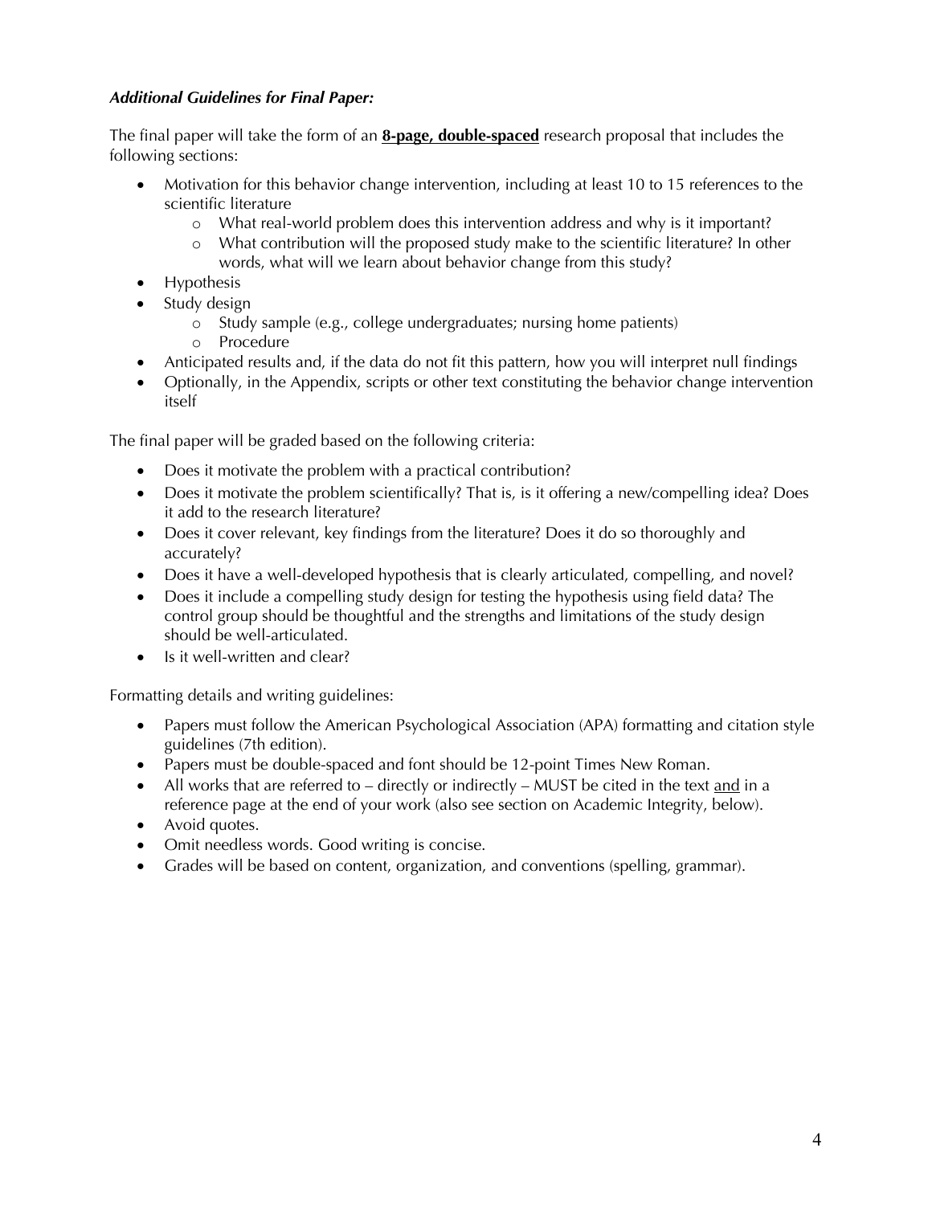***Additional Guidelines for Final Paper:***

The final paper will take the form of an **<u>8-page, double-spaced</u>** research proposal that includes the following sections:

- Motivation for this behavior change intervention, including at least 10 to 15 references to the scientific literature
    - What real-world problem does this intervention address and why is it important?
    - What contribution will the proposed study make to the scientific literature? In other words, what will we learn about behavior change from this study?
- Hypothesis
- Study design
    - Study sample (e.g., college undergraduates; nursing home patients)
    - Procedure
- Anticipated results and, if the data do not fit this pattern, how you will interpret null findings
- Optionally, in the Appendix, scripts or other text constituting the behavior change intervention itself

The final paper will be graded based on the following criteria:

- Does it motivate the problem with a practical contribution?
- Does it motivate the problem scientifically? That is, is it offering a new/compelling idea? Does it add to the research literature?
- Does it cover relevant, key findings from the literature? Does it do so thoroughly and accurately?
- Does it have a well-developed hypothesis that is clearly articulated, compelling, and novel?
- Does it include a compelling study design for testing the hypothesis using field data? The control group should be thoughtful and the strengths and limitations of the study design should be well-articulated.
- Is it well-written and clear?

Formatting details and writing guidelines:

- Papers must follow the American Psychological Association (APA) formatting and citation style guidelines (7th edition).
- Papers must be double-spaced and font should be 12-point Times New Roman.
- All works that are referred to – directly or indirectly – MUST be cited in the text <u>and</u> in a reference page at the end of your work (also see section on Academic Integrity, below).
- Avoid quotes.
- Omit needless words. Good writing is concise.
- Grades will be based on content, organization, and conventions (spelling, grammar).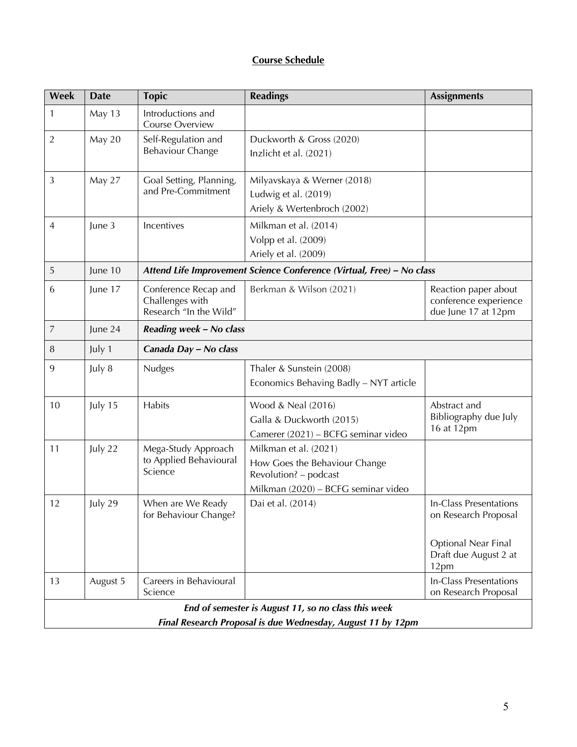## Course Schedule

| Week | Date | Topic | Readings | Assignments |
|---|---|---|---|---|
| 1 | May 13 | Introductions and Course Overview | | |
| 2 | May 20 | Self-Regulation and Behaviour Change | Duckworth & Gross (2020)<br>Inzlicht et al. (2021) | |
| 3 | May 27 | Goal Setting, Planning, and Pre-Commitment | Milyavskaya & Werner (2018)<br>Ludwig et al. (2019)<br>Ariely & Wertenbroch (2002) | |
| 4 | June 3 | Incentives | Milkman et al. (2014)<br>Volpp et al. (2009)<br>Ariely et al. (2009) | |
| 5 | June 10 | ***Attend Life Improvement Science Conference (Virtual, Free) – No class*** | | |
| 6 | June 17 | Conference Recap and Challenges with Research "In the Wild" | Berkman & Wilson (2021) | Reaction paper about conference experience due June 17 at 12pm |
| 7 | June 24 | ***Reading week – No class*** | | |
| 8 | July 1 | ***Canada Day – No class*** | | |
| 9 | July 8 | Nudges | Thaler & Sunstein (2008)<br>Economics Behaving Badly – NYT article | |
| 10 | July 15 | Habits | Wood & Neal (2016)<br>Galla & Duckworth (2015)<br>Camerer (2021) – BCFG seminar video | Abstract and Bibliography due July 16 at 12pm |
| 11 | July 22 | Mega-Study Approach to Applied Behavioural Science | Milkman et al. (2021)<br>How Goes the Behaviour Change Revolution? – podcast<br>Milkman (2020) – BCFG seminar video | |
| 12 | July 29 | When are We Ready for Behaviour Change? | Dai et al. (2014) | In-Class Presentations on Research Proposal<br><br>Optional Near Final Draft due August 2 at 12pm |
| 13 | August 5 | Careers in Behavioural Science | | In-Class Presentations on Research Proposal |
| ***End of semester is August 11, so no class this week***<br>***Final Research Proposal is due Wednesday, August 11 by 12pm*** | | | | |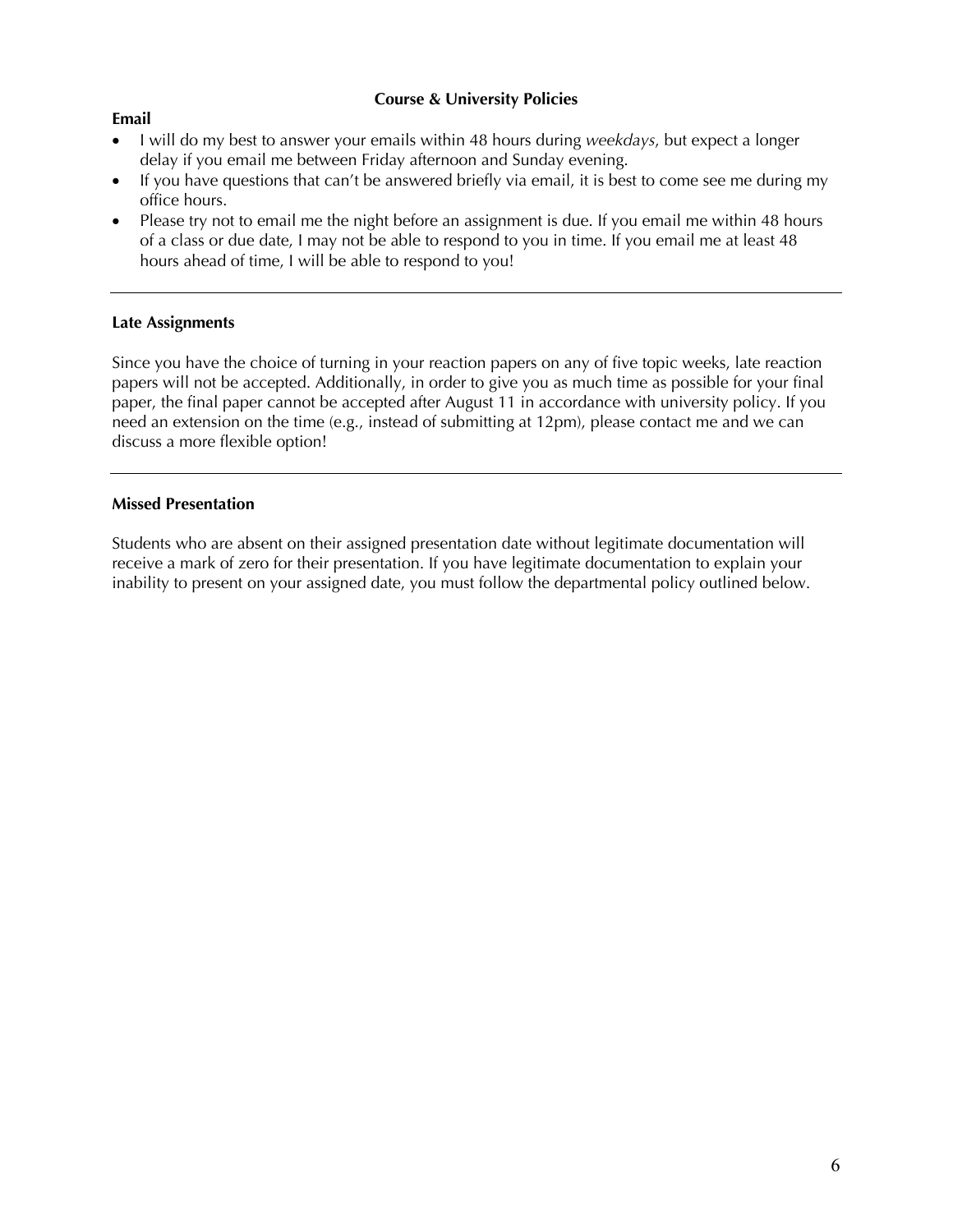## Course & University Policies

### Email

- I will do my best to answer your emails within 48 hours during *weekdays*, but expect a longer delay if you email me between Friday afternoon and Sunday evening.
- If you have questions that can't be answered briefly via email, it is best to come see me during my office hours.
- Please try not to email me the night before an assignment is due. If you email me within 48 hours of a class or due date, I may not be able to respond to you in time. If you email me at least 48 hours ahead of time, I will be able to respond to you!

---

### Late Assignments

Since you have the choice of turning in your reaction papers on any of five topic weeks, late reaction papers will not be accepted. Additionally, in order to give you as much time as possible for your final paper, the final paper cannot be accepted after August 11 in accordance with university policy. If you need an extension on the time (e.g., instead of submitting at 12pm), please contact me and we can discuss a more flexible option!

---

### Missed Presentation

Students who are absent on their assigned presentation date without legitimate documentation will receive a mark of zero for their presentation. If you have legitimate documentation to explain your inability to present on your assigned date, you must follow the departmental policy outlined below.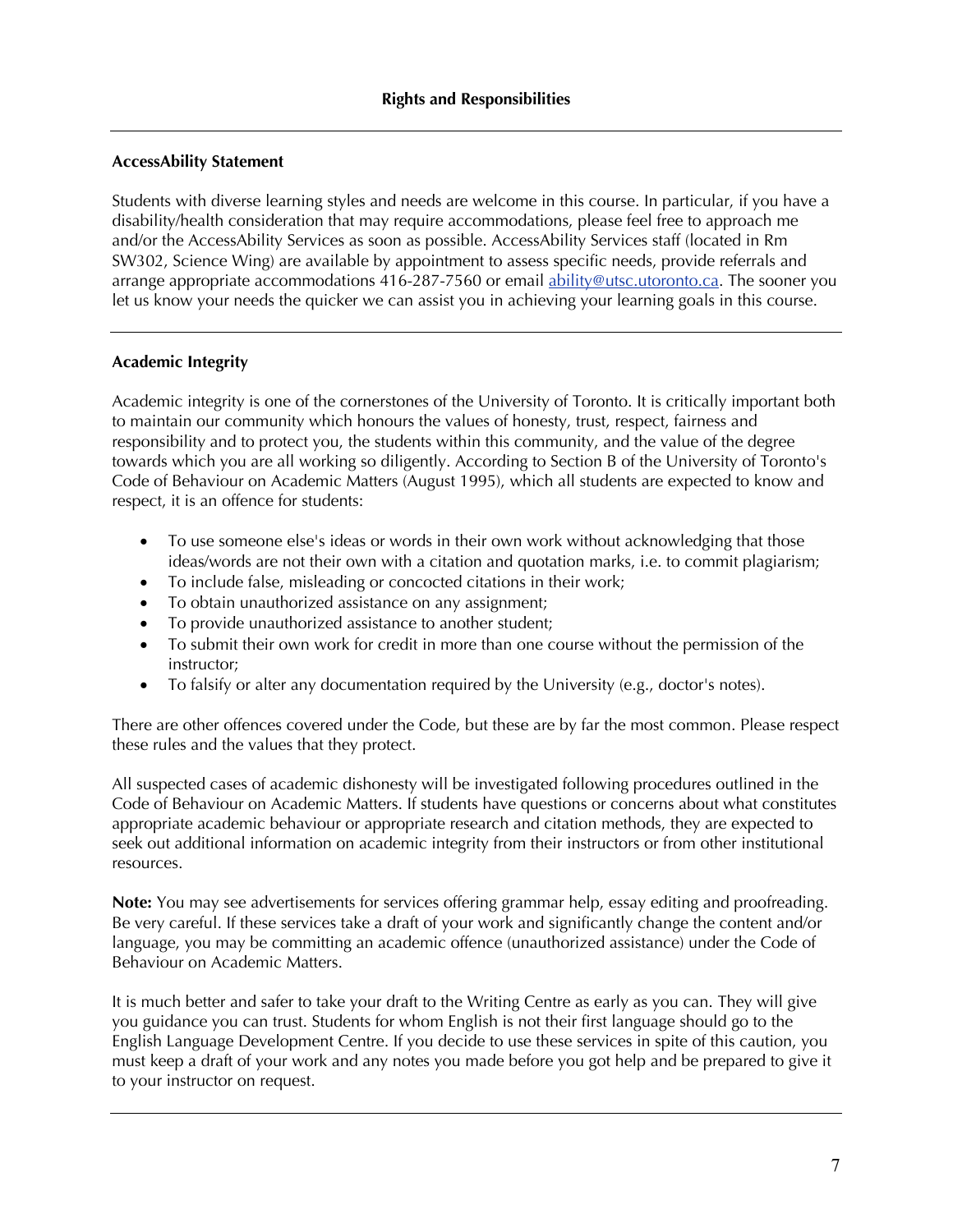## Rights and Responsibilities

---

### AccessAbility Statement

Students with diverse learning styles and needs are welcome in this course. In particular, if you have a disability/health consideration that may require accommodations, please feel free to approach me and/or the AccessAbility Services as soon as possible. AccessAbility Services staff (located in Rm SW302, Science Wing) are available by appointment to assess specific needs, provide referrals and arrange appropriate accommodations 416-287-7560 or email ability@utsc.utoronto.ca. The sooner you let us know your needs the quicker we can assist you in achieving your learning goals in this course.

---

### Academic Integrity

Academic integrity is one of the cornerstones of the University of Toronto. It is critically important both to maintain our community which honours the values of honesty, trust, respect, fairness and responsibility and to protect you, the students within this community, and the value of the degree towards which you are all working so diligently. According to Section B of the University of Toronto's Code of Behaviour on Academic Matters (August 1995), which all students are expected to know and respect, it is an offence for students:

- To use someone else's ideas or words in their own work without acknowledging that those ideas/words are not their own with a citation and quotation marks, i.e. to commit plagiarism;
- To include false, misleading or concocted citations in their work;
- To obtain unauthorized assistance on any assignment;
- To provide unauthorized assistance to another student;
- To submit their own work for credit in more than one course without the permission of the instructor;
- To falsify or alter any documentation required by the University (e.g., doctor's notes).

There are other offences covered under the Code, but these are by far the most common. Please respect these rules and the values that they protect.

All suspected cases of academic dishonesty will be investigated following procedures outlined in the Code of Behaviour on Academic Matters. If students have questions or concerns about what constitutes appropriate academic behaviour or appropriate research and citation methods, they are expected to seek out additional information on academic integrity from their instructors or from other institutional resources.

**Note:** You may see advertisements for services offering grammar help, essay editing and proofreading. Be very careful. If these services take a draft of your work and significantly change the content and/or language, you may be committing an academic offence (unauthorized assistance) under the Code of Behaviour on Academic Matters.

It is much better and safer to take your draft to the Writing Centre as early as you can. They will give you guidance you can trust. Students for whom English is not their first language should go to the English Language Development Centre. If you decide to use these services in spite of this caution, you must keep a draft of your work and any notes you made before you got help and be prepared to give it to your instructor on request.

---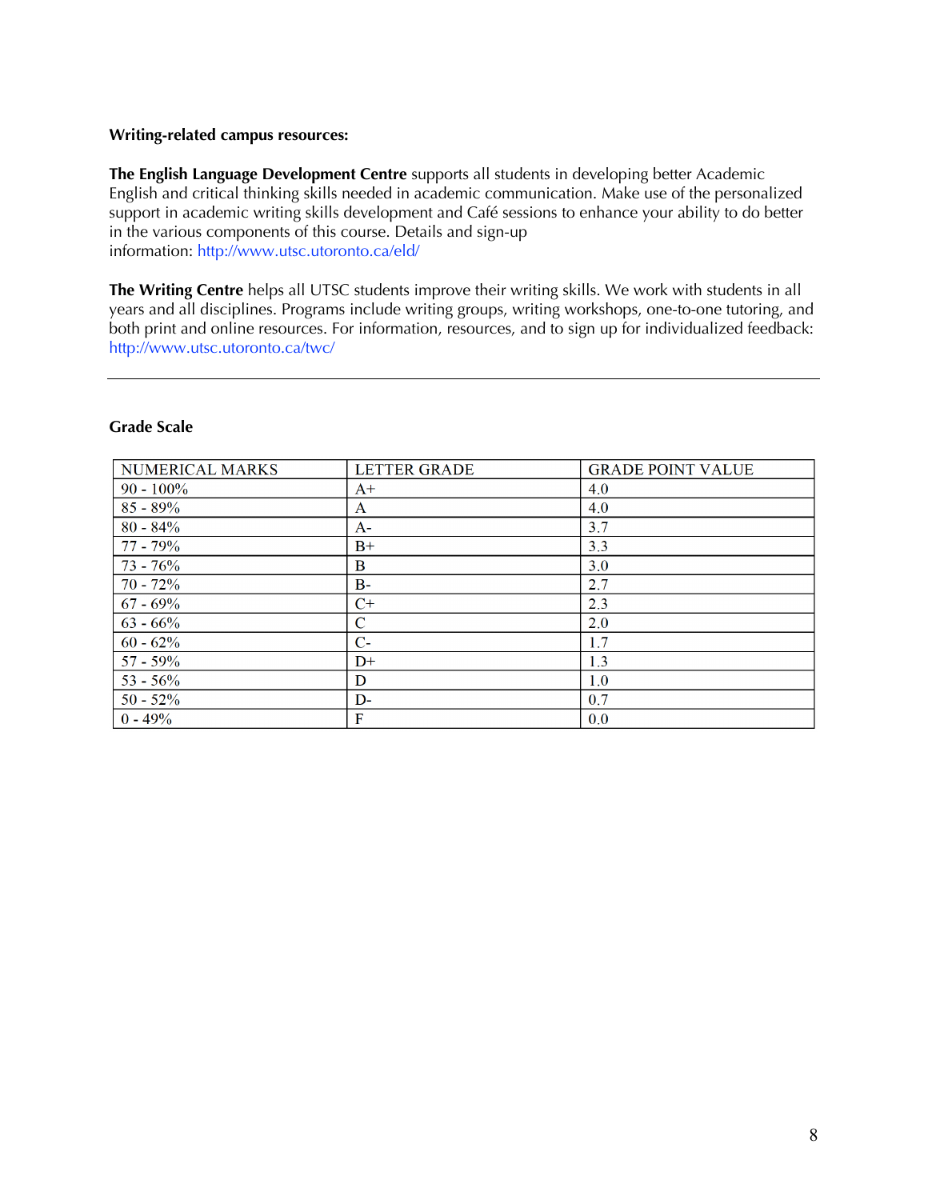**Writing-related campus resources:**

**The English Language Development Centre** supports all students in developing better Academic English and critical thinking skills needed in academic communication. Make use of the personalized support in academic writing skills development and Café sessions to enhance your ability to do better in the various components of this course. Details and sign-up information: http://www.utsc.utoronto.ca/eld/

**The Writing Centre** helps all UTSC students improve their writing skills. We work with students in all years and all disciplines. Programs include writing groups, writing workshops, one-to-one tutoring, and both print and online resources. For information, resources, and to sign up for individualized feedback: http://www.utsc.utoronto.ca/twc/

---

**Grade Scale**

| NUMERICAL MARKS | LETTER GRADE | GRADE POINT VALUE |
|---|---|---|
| 90 - 100% | A+ | 4.0 |
| 85 - 89% | A | 4.0 |
| 80 - 84% | A- | 3.7 |
| 77 - 79% | B+ | 3.3 |
| 73 - 76% | B | 3.0 |
| 70 - 72% | B- | 2.7 |
| 67 - 69% | C+ | 2.3 |
| 63 - 66% | C | 2.0 |
| 60 - 62% | C- | 1.7 |
| 57 - 59% | D+ | 1.3 |
| 53 - 56% | D | 1.0 |
| 50 - 52% | D- | 0.7 |
| 0 - 49% | F | 0.0 |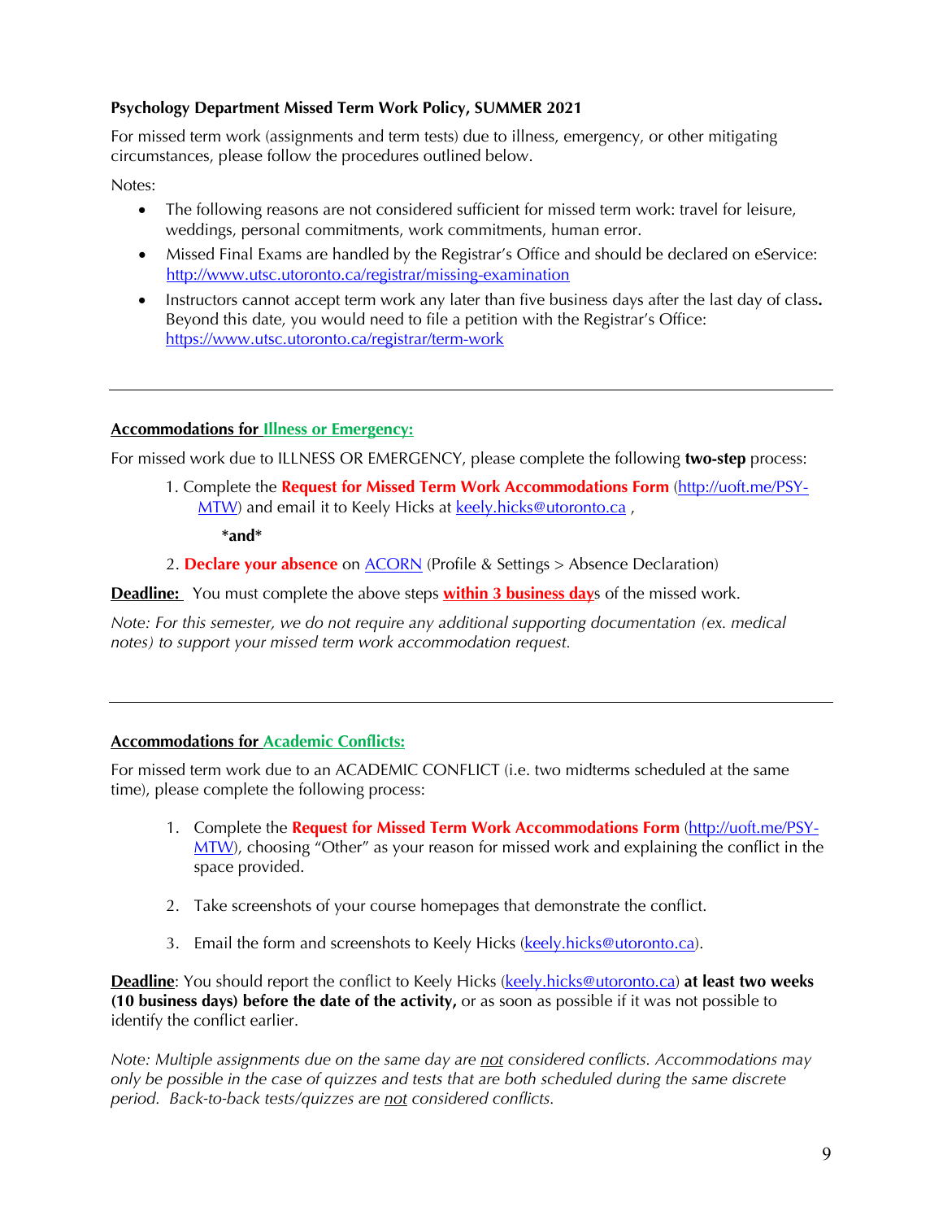**Psychology Department Missed Term Work Policy, SUMMER 2021**

For missed term work (assignments and term tests) due to illness, emergency, or other mitigating circumstances, please follow the procedures outlined below.

Notes:

- The following reasons are not considered sufficient for missed term work: travel for leisure, weddings, personal commitments, work commitments, human error.
- Missed Final Exams are handled by the Registrar's Office and should be declared on eService: http://www.utsc.utoronto.ca/registrar/missing-examination
- Instructors cannot accept term work any later than five business days after the last day of class**.** Beyond this date, you would need to file a petition with the Registrar's Office: https://www.utsc.utoronto.ca/registrar/term-work

---

**Accommodations for Illness or Emergency:**

For missed work due to ILLNESS OR EMERGENCY, please complete the following **two-step** process:

1. Complete the **Request for Missed Term Work Accommodations Form** (http://uoft.me/PSY-MTW) and email it to Keely Hicks at keely.hicks@utoronto.ca ,

   **\*and\***

2. **Declare your absence** on ACORN (Profile & Settings > Absence Declaration)

**Deadline:** You must complete the above steps **within 3 business days** of the missed work.

*Note: For this semester, we do not require any additional supporting documentation (ex. medical notes) to support your missed term work accommodation request.*

---

**Accommodations for Academic Conflicts:**

For missed term work due to an ACADEMIC CONFLICT (i.e. two midterms scheduled at the same time), please complete the following process:

1. Complete the **Request for Missed Term Work Accommodations Form** (http://uoft.me/PSY-MTW), choosing "Other" as your reason for missed work and explaining the conflict in the space provided.
2. Take screenshots of your course homepages that demonstrate the conflict.
3. Email the form and screenshots to Keely Hicks (keely.hicks@utoronto.ca).

**Deadline**: You should report the conflict to Keely Hicks (keely.hicks@utoronto.ca) **at least two weeks (10 business days) before the date of the activity,** or as soon as possible if it was not possible to identify the conflict earlier.

*Note: Multiple assignments due on the same day are not considered conflicts. Accommodations may only be possible in the case of quizzes and tests that are both scheduled during the same discrete period. Back-to-back tests/quizzes are not considered conflicts.*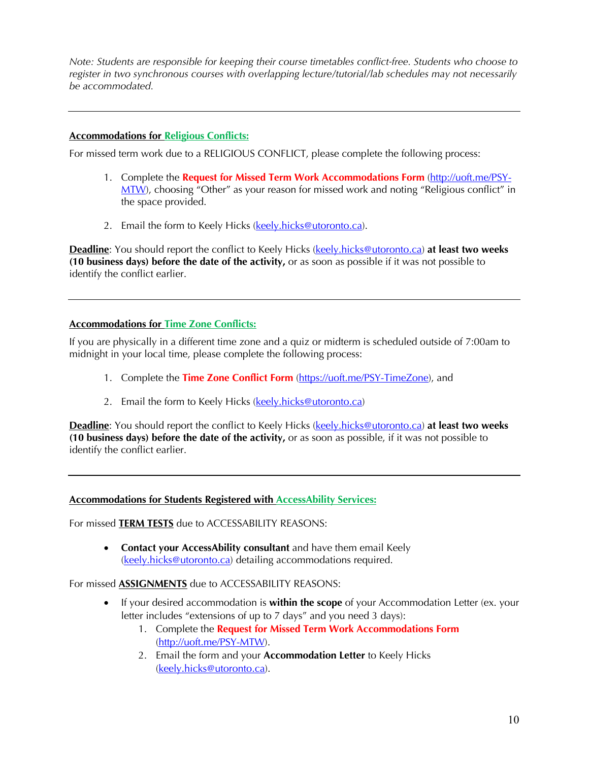*Note: Students are responsible for keeping their course timetables conflict-free. Students who choose to register in two synchronous courses with overlapping lecture/tutorial/lab schedules may not necessarily be accommodated.*

---

**Accommodations for Religious Conflicts:**

For missed term work due to a RELIGIOUS CONFLICT, please complete the following process:

1. Complete the **Request for Missed Term Work Accommodations Form** (http://uoft.me/PSY-MTW), choosing "Other" as your reason for missed work and noting "Religious conflict" in the space provided.

2. Email the form to Keely Hicks (keely.hicks@utoronto.ca).

**Deadline**: You should report the conflict to Keely Hicks (keely.hicks@utoronto.ca) **at least two weeks (10 business days) before the date of the activity,** or as soon as possible if it was not possible to identify the conflict earlier.

---

**Accommodations for Time Zone Conflicts:**

If you are physically in a different time zone and a quiz or midterm is scheduled outside of 7:00am to midnight in your local time, please complete the following process:

1. Complete the **Time Zone Conflict Form** (https://uoft.me/PSY-TimeZone), and

2. Email the form to Keely Hicks (keely.hicks@utoronto.ca)

**Deadline**: You should report the conflict to Keely Hicks (keely.hicks@utoronto.ca) **at least two weeks (10 business days) before the date of the activity,** or as soon as possible, if it was not possible to identify the conflict earlier.

---

**Accommodations for Students Registered with AccessAbility Services:**

For missed **TERM TESTS** due to ACCESSABILITY REASONS:

- **Contact your AccessAbility consultant** and have them email Keely (keely.hicks@utoronto.ca) detailing accommodations required.

For missed **ASSIGNMENTS** due to ACCESSABILITY REASONS:

- If your desired accommodation is **within the scope** of your Accommodation Letter (ex. your letter includes "extensions of up to 7 days" and you need 3 days):
  1. Complete the **Request for Missed Term Work Accommodations Form** (http://uoft.me/PSY-MTW).
  2. Email the form and your **Accommodation Letter** to Keely Hicks (keely.hicks@utoronto.ca).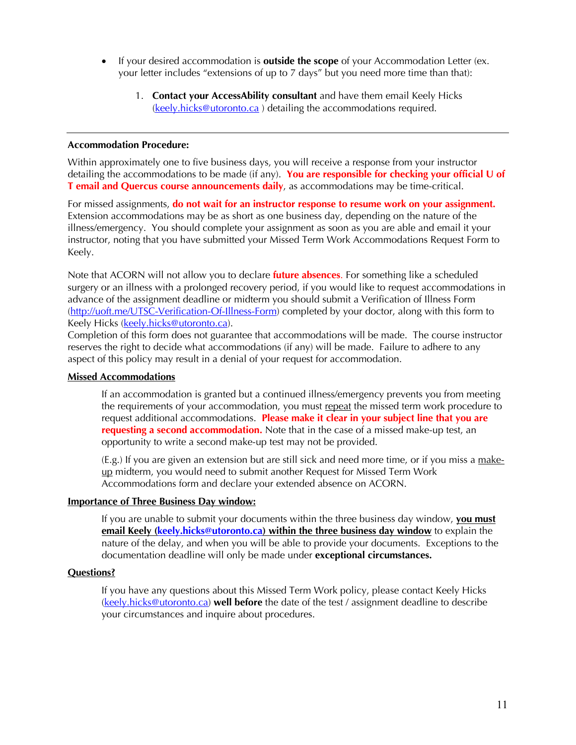- If your desired accommodation is **outside the scope** of your Accommodation Letter (ex. your letter includes "extensions of up to 7 days" but you need more time than that):

    1. **Contact your AccessAbility consultant** and have them email Keely Hicks (keely.hicks@utoronto.ca ) detailing the accommodations required.

---

**Accommodation Procedure:**

Within approximately one to five business days, you will receive a response from your instructor detailing the accommodations to be made (if any). **You are responsible for checking your official U of T email and Quercus course announcements daily**, as accommodations may be time-critical.

For missed assignments, **do not wait for an instructor response to resume work on your assignment.** Extension accommodations may be as short as one business day, depending on the nature of the illness/emergency. You should complete your assignment as soon as you are able and email it your instructor, noting that you have submitted your Missed Term Work Accommodations Request Form to Keely.

Note that ACORN will not allow you to declare **future absences**. For something like a scheduled surgery or an illness with a prolonged recovery period, if you would like to request accommodations in advance of the assignment deadline or midterm you should submit a Verification of Illness Form (http://uoft.me/UTSC-Verification-Of-Illness-Form) completed by your doctor, along with this form to Keely Hicks (keely.hicks@utoronto.ca).
Completion of this form does not guarantee that accommodations will be made. The course instructor reserves the right to decide what accommodations (if any) will be made. Failure to adhere to any aspect of this policy may result in a denial of your request for accommodation.

**Missed Accommodations**

If an accommodation is granted but a continued illness/emergency prevents you from meeting the requirements of your accommodation, you must repeat the missed term work procedure to request additional accommodations. **Please make it clear in your subject line that you are requesting a second accommodation.** Note that in the case of a missed make-up test, an opportunity to write a second make-up test may not be provided.

(E.g.) If you are given an extension but are still sick and need more time, or if you miss a make-up midterm, you would need to submit another Request for Missed Term Work Accommodations form and declare your extended absence on ACORN.

**Importance of Three Business Day window:**

If you are unable to submit your documents within the three business day window, **you must email Keely (keely.hicks@utoronto.ca) within the three business day window** to explain the nature of the delay, and when you will be able to provide your documents. Exceptions to the documentation deadline will only be made under **exceptional circumstances.**

**Questions?**

If you have any questions about this Missed Term Work policy, please contact Keely Hicks (keely.hicks@utoronto.ca) **well before** the date of the test / assignment deadline to describe your circumstances and inquire about procedures.